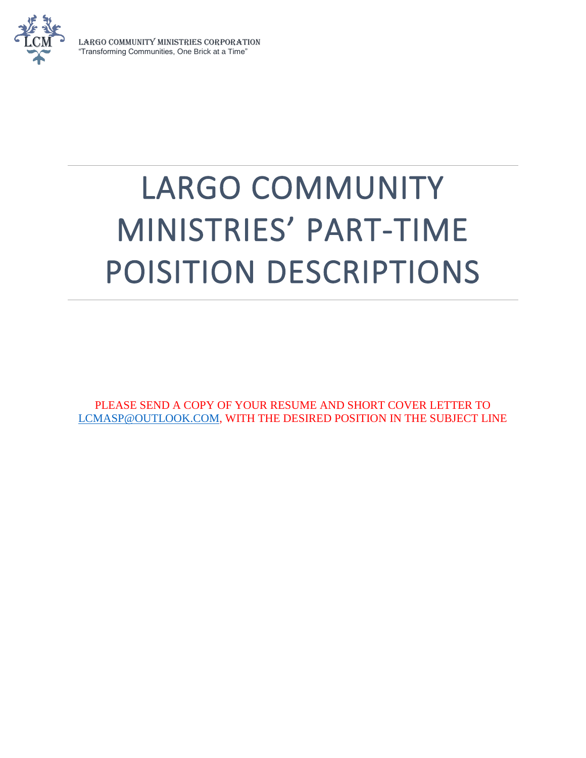LARGO COMMUNITY MINISTRIES CORPORATION
"Transforming Communities, One Brick at a Time"

# LARGO COMMUNITY MINISTRIES' PART-TIME POISITION DESCRIPTIONS

PLEASE SEND A COPY OF YOUR RESUME AND SHORT COVER LETTER TO LCMASP@OUTLOOK.COM, WITH THE DESIRED POSITION IN THE SUBJECT LINE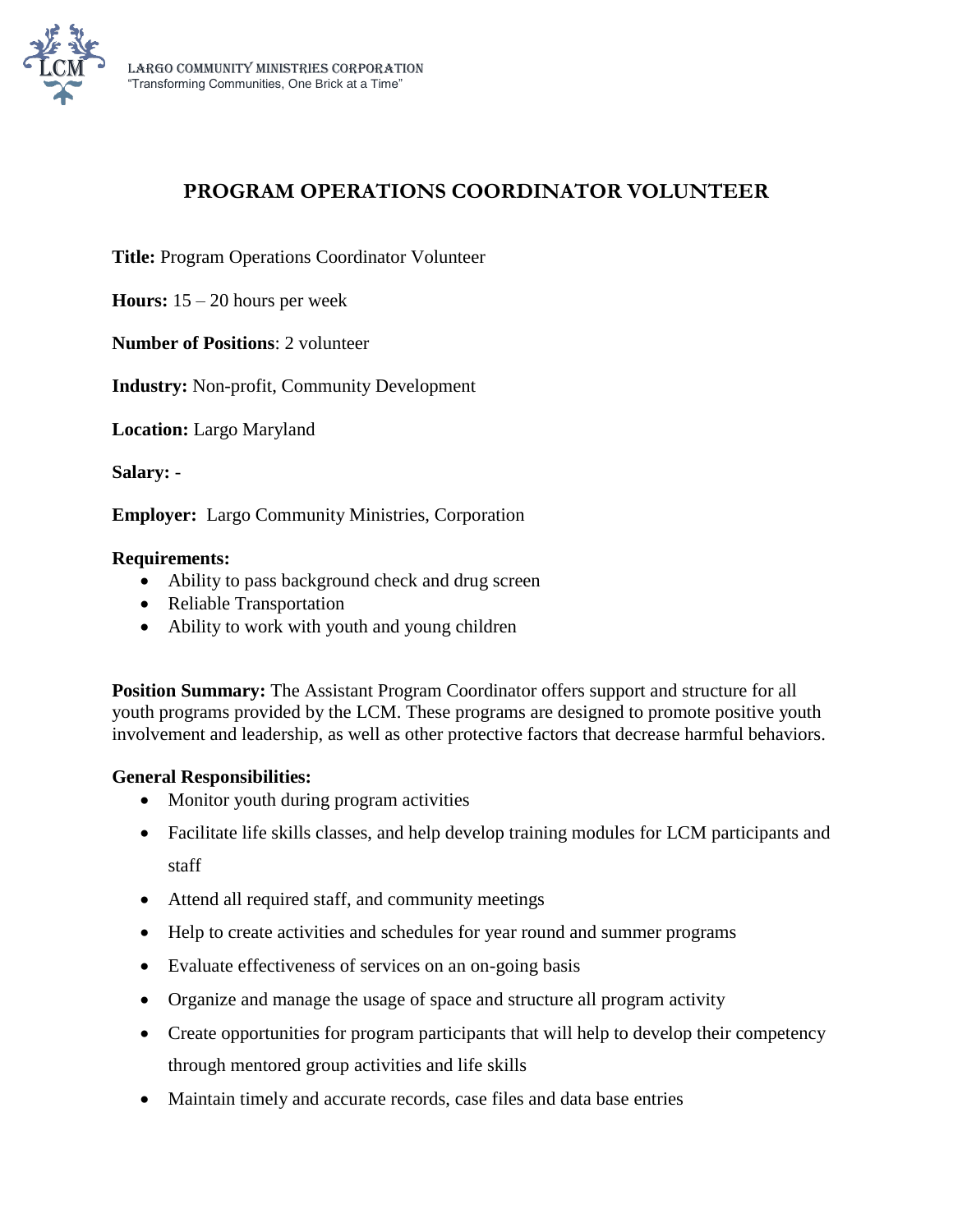LARGO COMMUNITY MINISTRIES CORPORATION
"Transforming Communities, One Brick at a Time"

# PROGRAM OPERATIONS COORDINATOR VOLUNTEER

**Title:** Program Operations Coordinator Volunteer

**Hours:** 15 – 20 hours per week

**Number of Positions**: 2 volunteer

**Industry:** Non-profit, Community Development

**Location:** Largo Maryland

**Salary:** -

**Employer:** Largo Community Ministries, Corporation

**Requirements:**

- Ability to pass background check and drug screen
- Reliable Transportation
- Ability to work with youth and young children

**Position Summary:** The Assistant Program Coordinator offers support and structure for all youth programs provided by the LCM. These programs are designed to promote positive youth involvement and leadership, as well as other protective factors that decrease harmful behaviors.

**General Responsibilities:**

- Monitor youth during program activities
- Facilitate life skills classes, and help develop training modules for LCM participants and staff
- Attend all required staff, and community meetings
- Help to create activities and schedules for year round and summer programs
- Evaluate effectiveness of services on an on-going basis
- Organize and manage the usage of space and structure all program activity
- Create opportunities for program participants that will help to develop their competency through mentored group activities and life skills
- Maintain timely and accurate records, case files and data base entries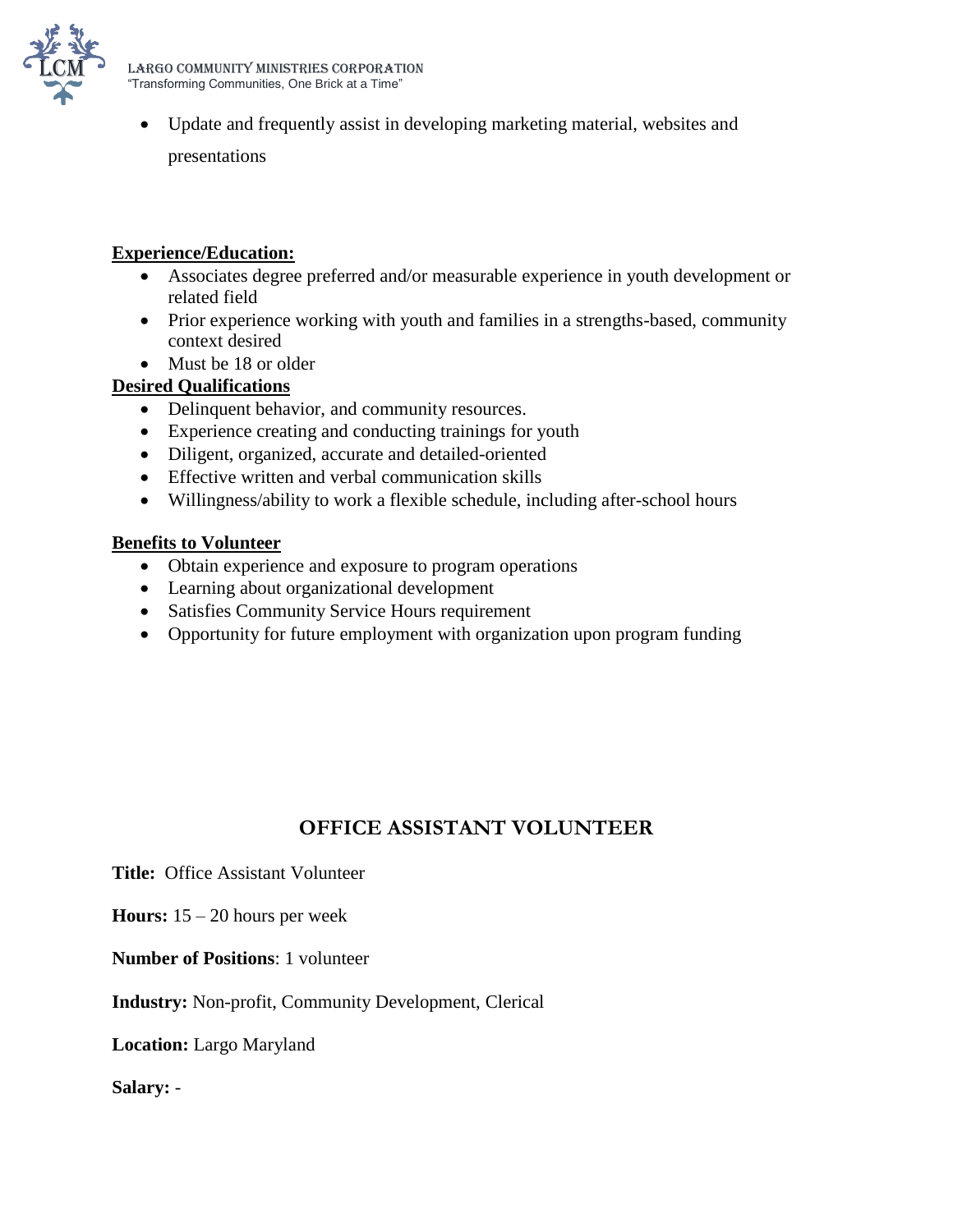- Update and frequently assist in developing marketing material, websites and presentations

**Experience/Education:**

- Associates degree preferred and/or measurable experience in youth development or related field
- Prior experience working with youth and families in a strengths-based, community context desired
- Must be 18 or older

**Desired Qualifications**

- Delinquent behavior, and community resources.
- Experience creating and conducting trainings for youth
- Diligent, organized, accurate and detailed-oriented
- Effective written and verbal communication skills
- Willingness/ability to work a flexible schedule, including after-school hours

**Benefits to Volunteer**

- Obtain experience and exposure to program operations
- Learning about organizational development
- Satisfies Community Service Hours requirement
- Opportunity for future employment with organization upon program funding

## OFFICE ASSISTANT VOLUNTEER

**Title:** Office Assistant Volunteer

**Hours:** 15 – 20 hours per week

**Number of Positions**: 1 volunteer

**Industry:** Non-profit, Community Development, Clerical

**Location:** Largo Maryland

**Salary:** -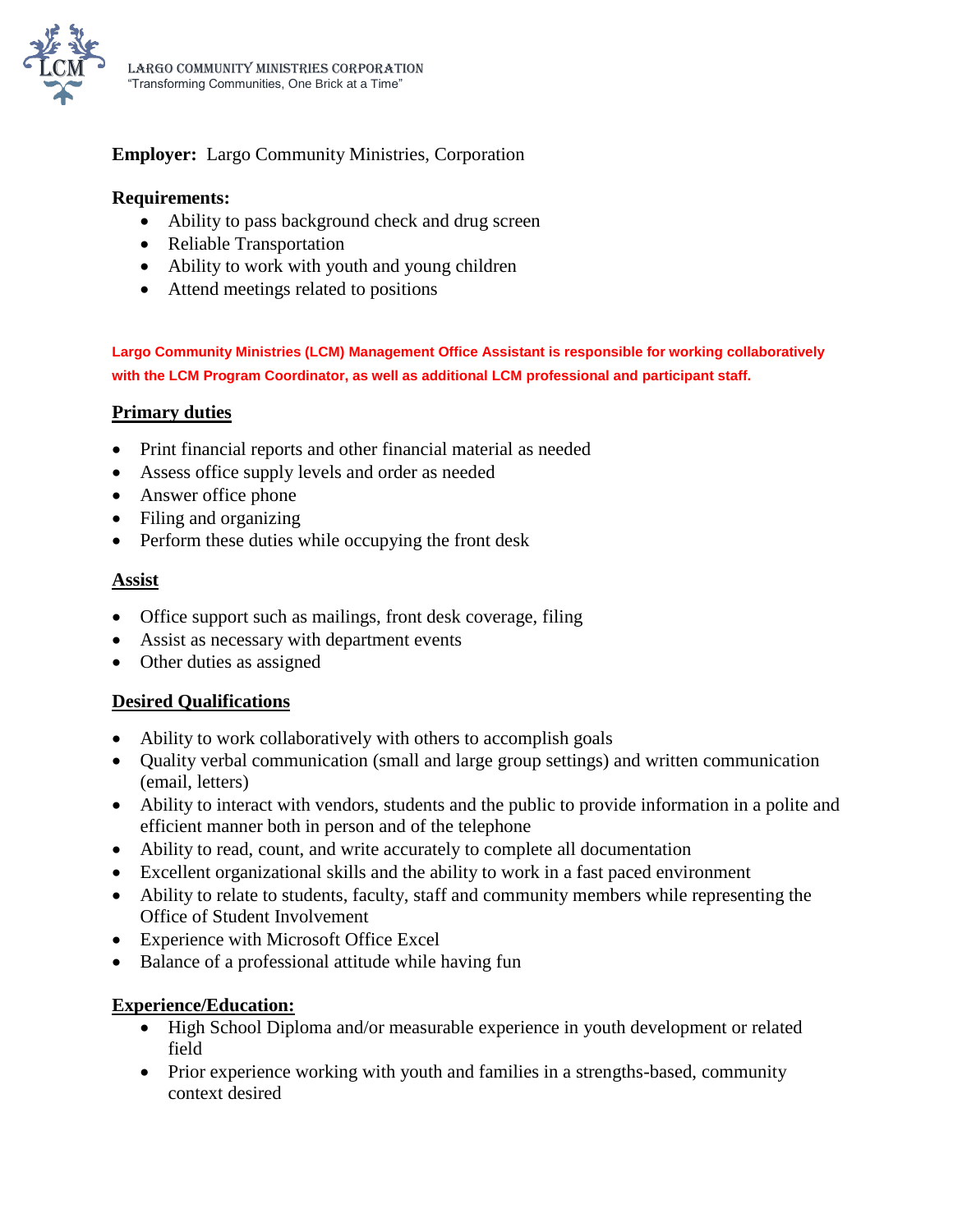LARGO COMMUNITY MINISTRIES CORPORATION
"Transforming Communities, One Brick at a Time"

**Employer:** Largo Community Ministries, Corporation

**Requirements:**

- Ability to pass background check and drug screen
- Reliable Transportation
- Ability to work with youth and young children
- Attend meetings related to positions

**Largo Community Ministries (LCM) Management Office Assistant is responsible for working collaboratively with the LCM Program Coordinator, as well as additional LCM professional and participant staff.**

## Primary duties

- Print financial reports and other financial material as needed
- Assess office supply levels and order as needed
- Answer office phone
- Filing and organizing
- Perform these duties while occupying the front desk

## Assist

- Office support such as mailings, front desk coverage, filing
- Assist as necessary with department events
- Other duties as assigned

## Desired Qualifications

- Ability to work collaboratively with others to accomplish goals
- Quality verbal communication (small and large group settings) and written communication (email, letters)
- Ability to interact with vendors, students and the public to provide information in a polite and efficient manner both in person and of the telephone
- Ability to read, count, and write accurately to complete all documentation
- Excellent organizational skills and the ability to work in a fast paced environment
- Ability to relate to students, faculty, staff and community members while representing the Office of Student Involvement
- Experience with Microsoft Office Excel
- Balance of a professional attitude while having fun

## Experience/Education:

- High School Diploma and/or measurable experience in youth development or related field
- Prior experience working with youth and families in a strengths-based, community context desired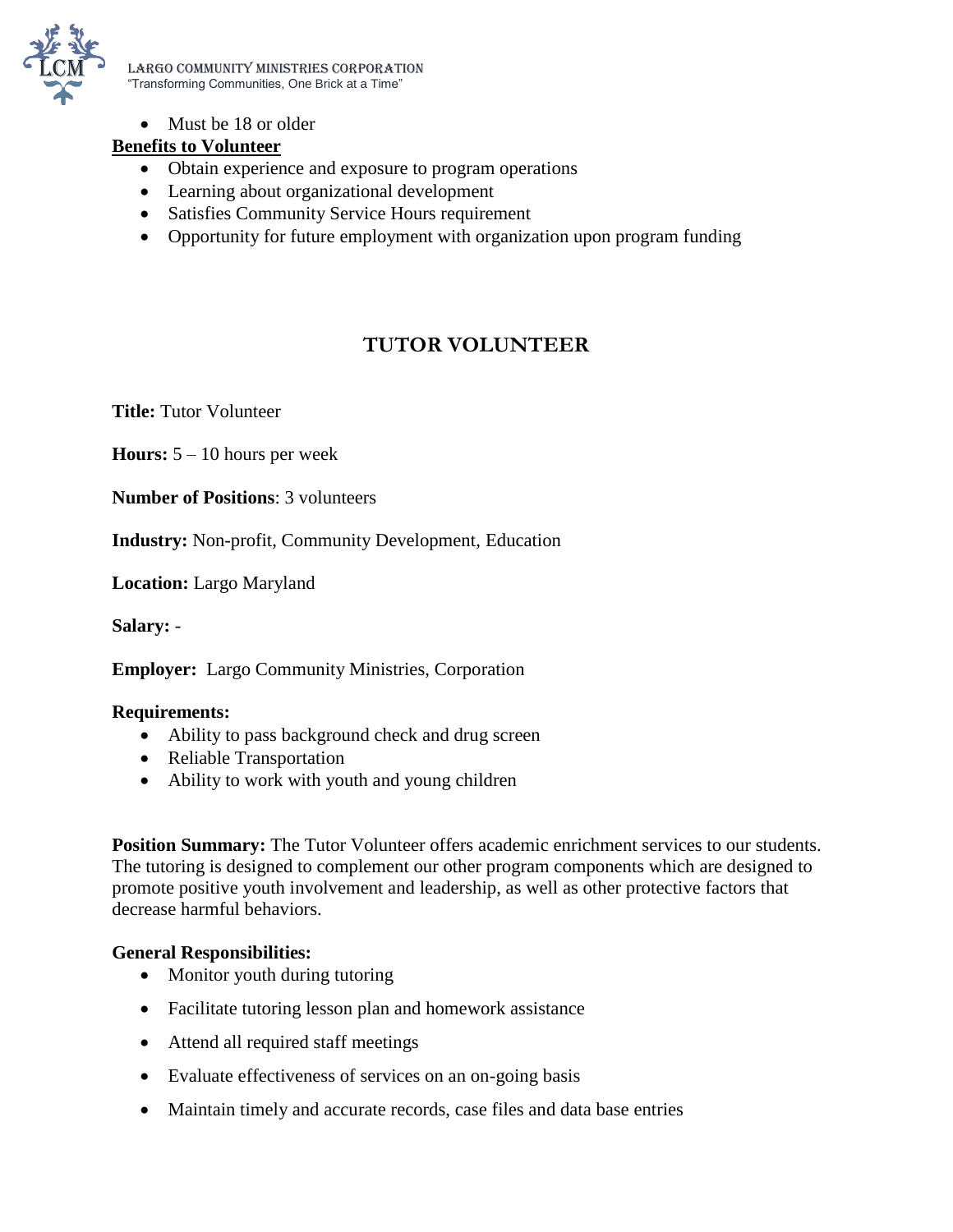- Must be 18 or older

**Benefits to Volunteer**

- Obtain experience and exposure to program operations
- Learning about organizational development
- Satisfies Community Service Hours requirement
- Opportunity for future employment with organization upon program funding

## TUTOR VOLUNTEER

**Title:** Tutor Volunteer

**Hours:** 5 – 10 hours per week

**Number of Positions**: 3 volunteers

**Industry:** Non-profit, Community Development, Education

**Location:** Largo Maryland

**Salary:** -

**Employer:** Largo Community Ministries, Corporation

**Requirements:**

- Ability to pass background check and drug screen
- Reliable Transportation
- Ability to work with youth and young children

**Position Summary:** The Tutor Volunteer offers academic enrichment services to our students. The tutoring is designed to complement our other program components which are designed to promote positive youth involvement and leadership, as well as other protective factors that decrease harmful behaviors.

**General Responsibilities:**

- Monitor youth during tutoring
- Facilitate tutoring lesson plan and homework assistance
- Attend all required staff meetings
- Evaluate effectiveness of services on an on-going basis
- Maintain timely and accurate records, case files and data base entries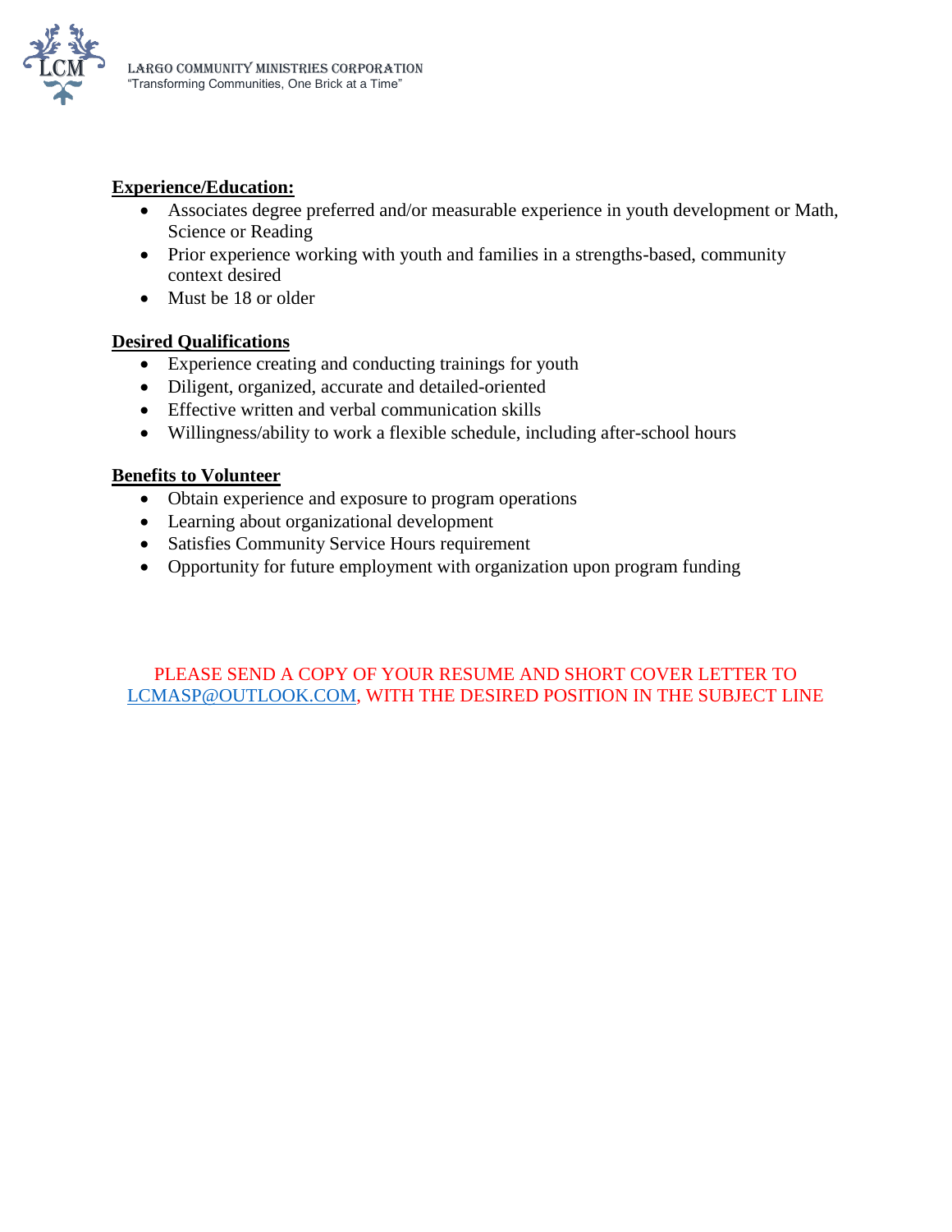**Experience/Education:**

- Associates degree preferred and/or measurable experience in youth development or Math, Science or Reading
- Prior experience working with youth and families in a strengths-based, community context desired
- Must be 18 or older

**Desired Qualifications**

- Experience creating and conducting trainings for youth
- Diligent, organized, accurate and detailed-oriented
- Effective written and verbal communication skills
- Willingness/ability to work a flexible schedule, including after-school hours

**Benefits to Volunteer**

- Obtain experience and exposure to program operations
- Learning about organizational development
- Satisfies Community Service Hours requirement
- Opportunity for future employment with organization upon program funding

PLEASE SEND A COPY OF YOUR RESUME AND SHORT COVER LETTER TO LCMASP@OUTLOOK.COM, WITH THE DESIRED POSITION IN THE SUBJECT LINE